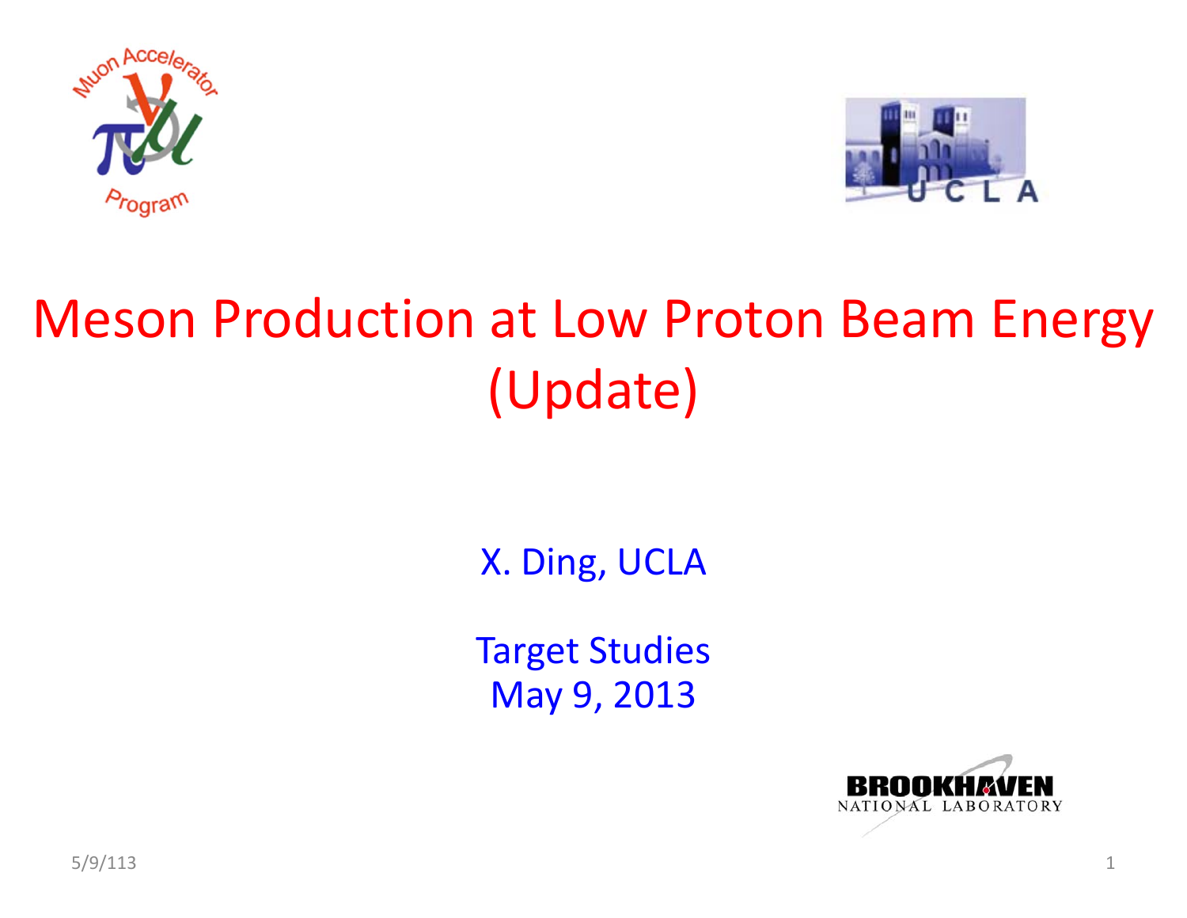# Meson Production at Low Proton Beam Energy (Update)

X. Ding, UCLA

Target Studies
May 9, 2013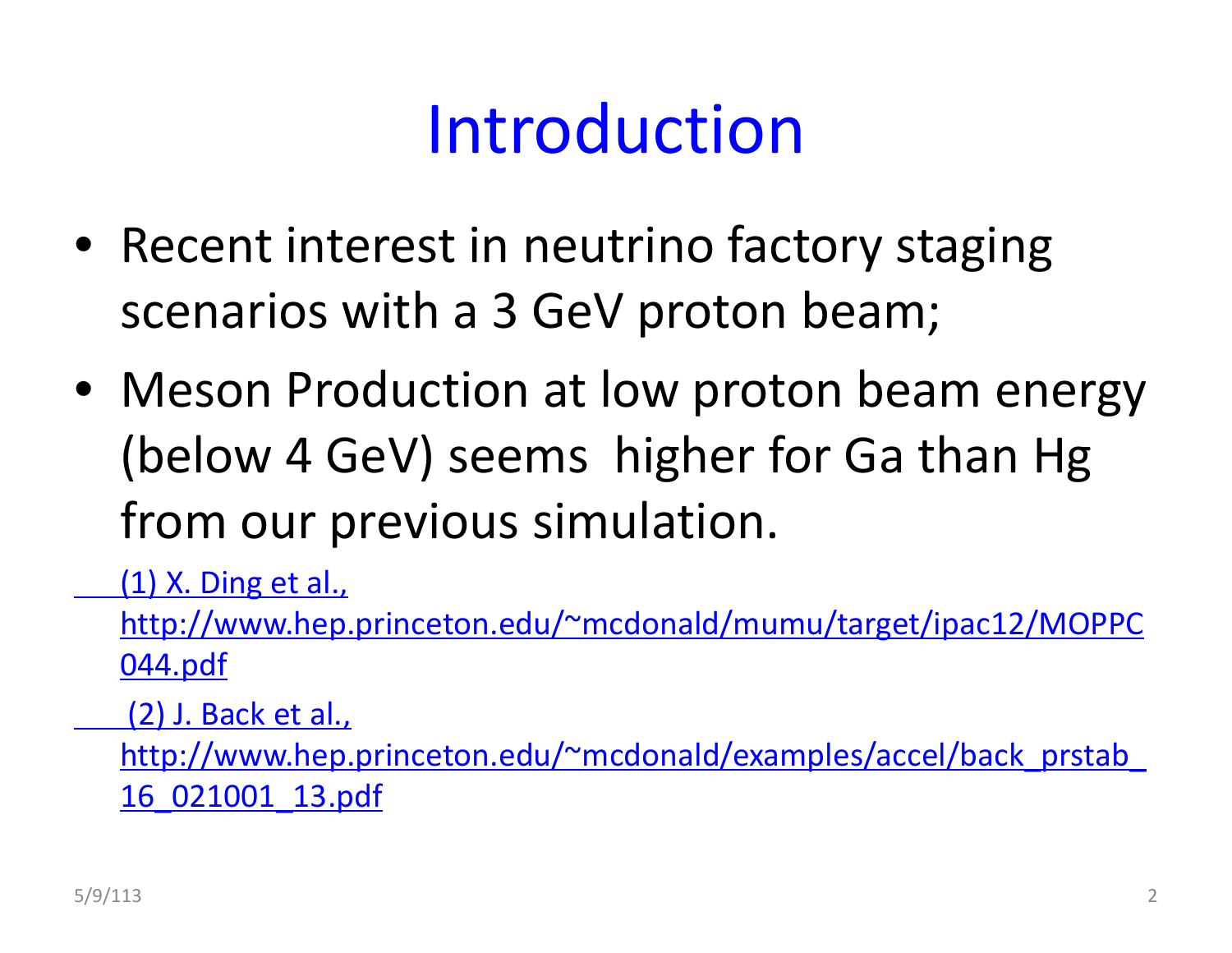# Introduction

- Recent interest in neutrino factory staging scenarios with a 3 GeV proton beam;
- Meson Production at low proton beam energy (below 4 GeV) seems higher for Ga than Hg from our previous simulation.

(1) X. Ding et al., http://www.hep.princeton.edu/~mcdonald/mumu/target/ipac12/MOPPC044.pdf

(2) J. Back et al., http://www.hep.princeton.edu/~mcdonald/examples/accel/back_prstab_16_021001_13.pdf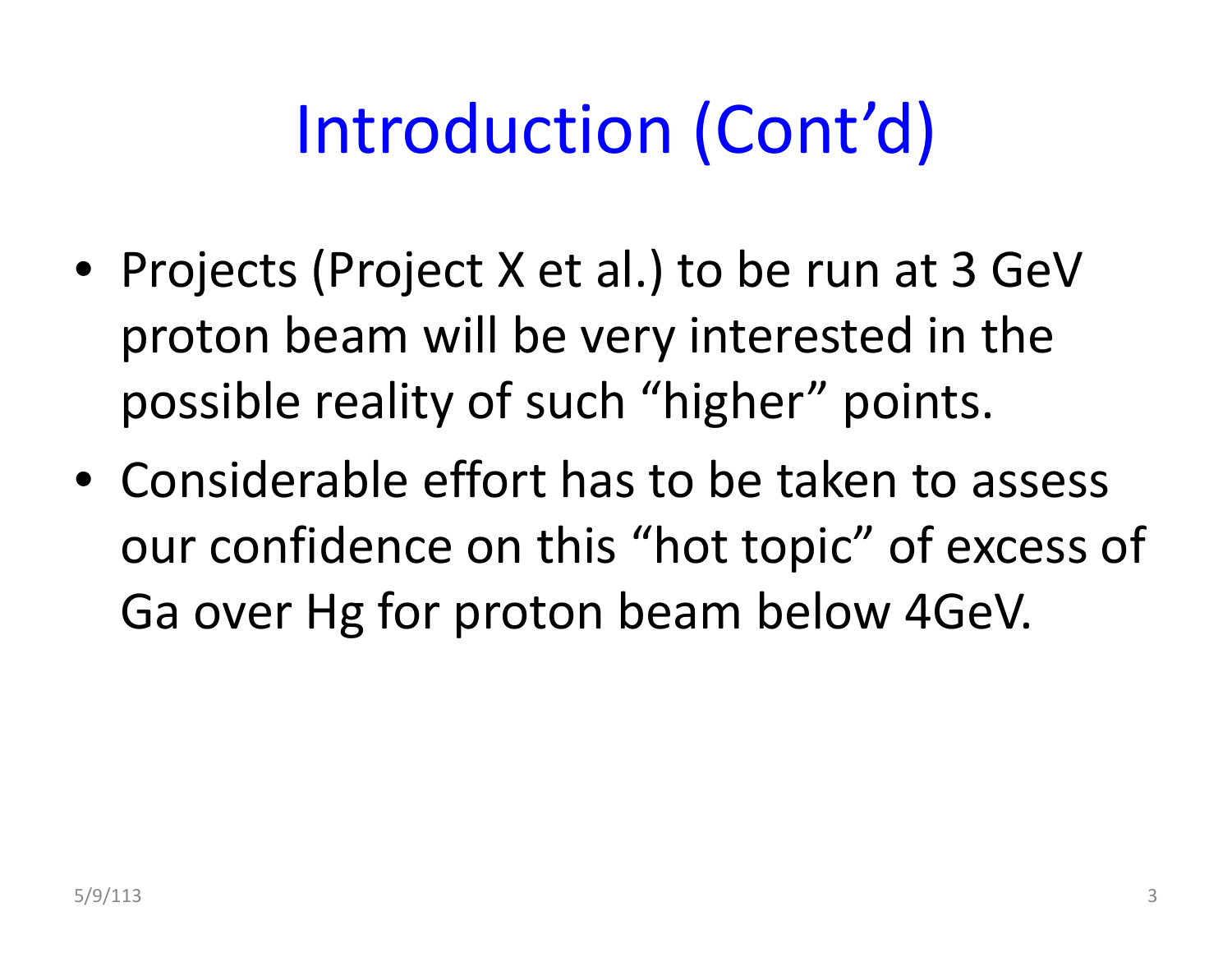# Introduction (Cont'd)

- Projects (Project X et al.) to be run at 3 GeV proton beam will be very interested in the possible reality of such "higher" points.
- Considerable effort has to be taken to assess our confidence on this "hot topic" of excess of Ga over Hg for proton beam below 4GeV.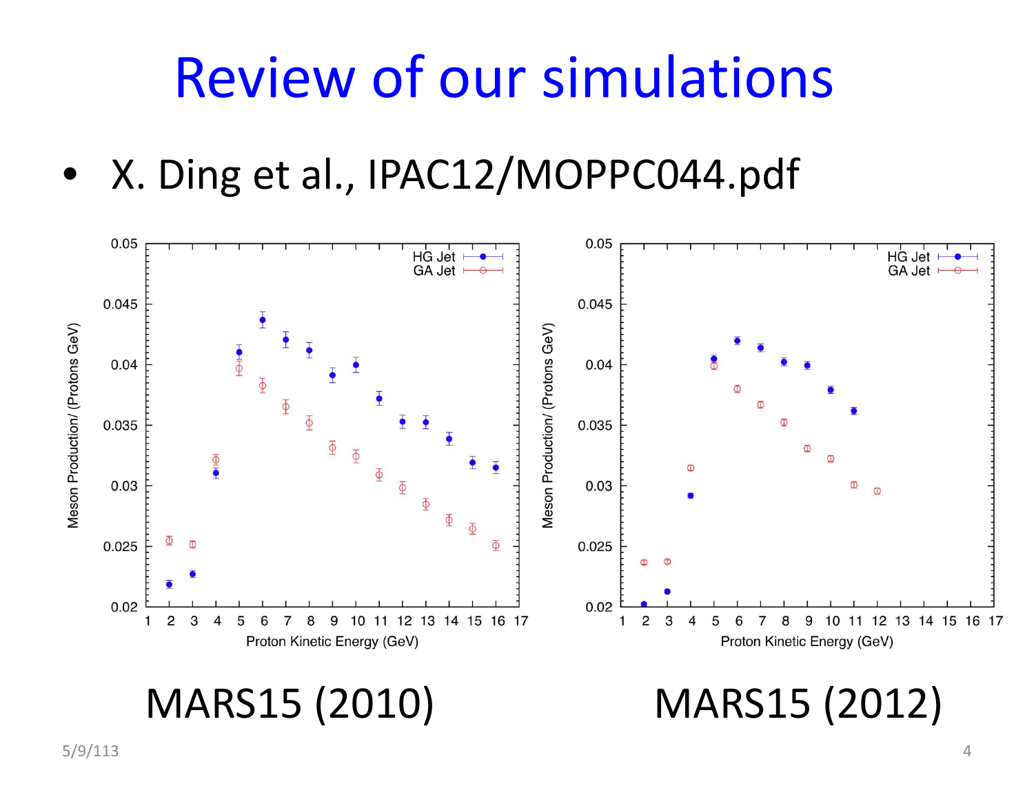# Review of our simulations

- X. Ding et al., IPAC12/MOPPC044.pdf

MARS15 (2010)

MARS15 (2012)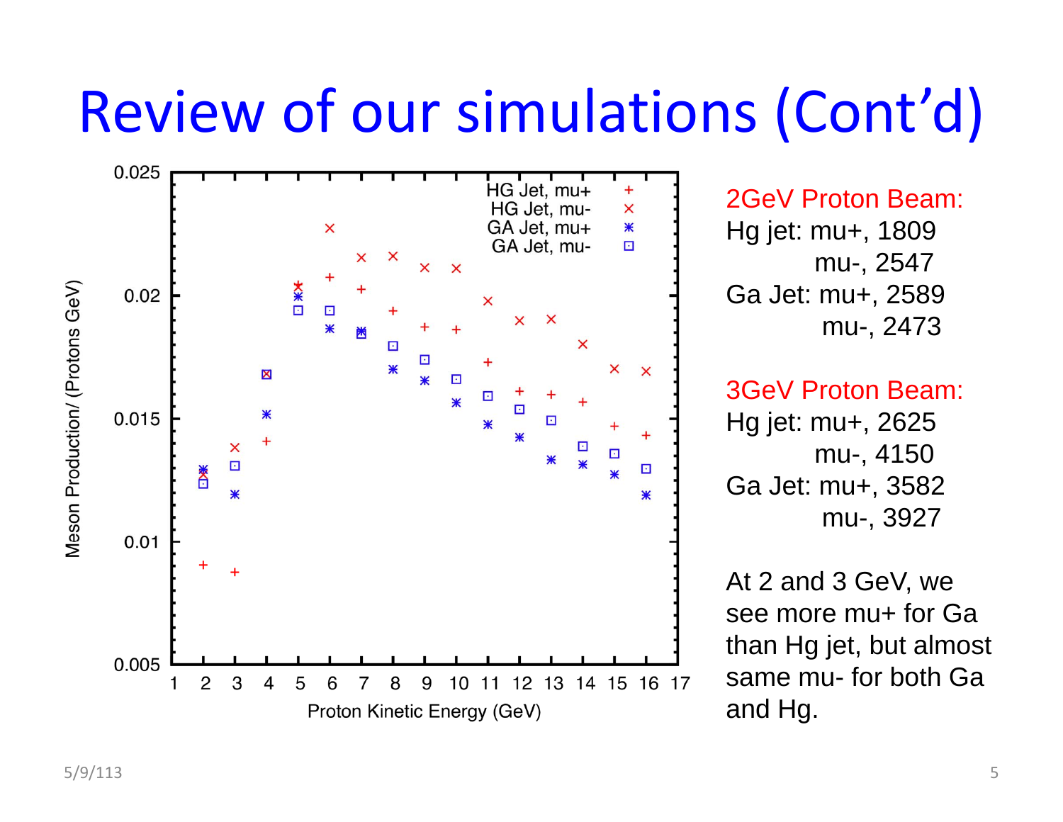# Review of our simulations (Cont'd)

**2GeV Proton Beam:**

Hg jet: mu+, 1809

mu-, 2547

Ga Jet: mu+, 2589

mu-, 2473

**3GeV Proton Beam:**

Hg jet: mu+, 2625

mu-, 4150

Ga Jet: mu+, 3582

mu-, 3927

At 2 and 3 GeV, we see more mu+ for Ga than Hg jet, but almost same mu- for both Ga and Hg.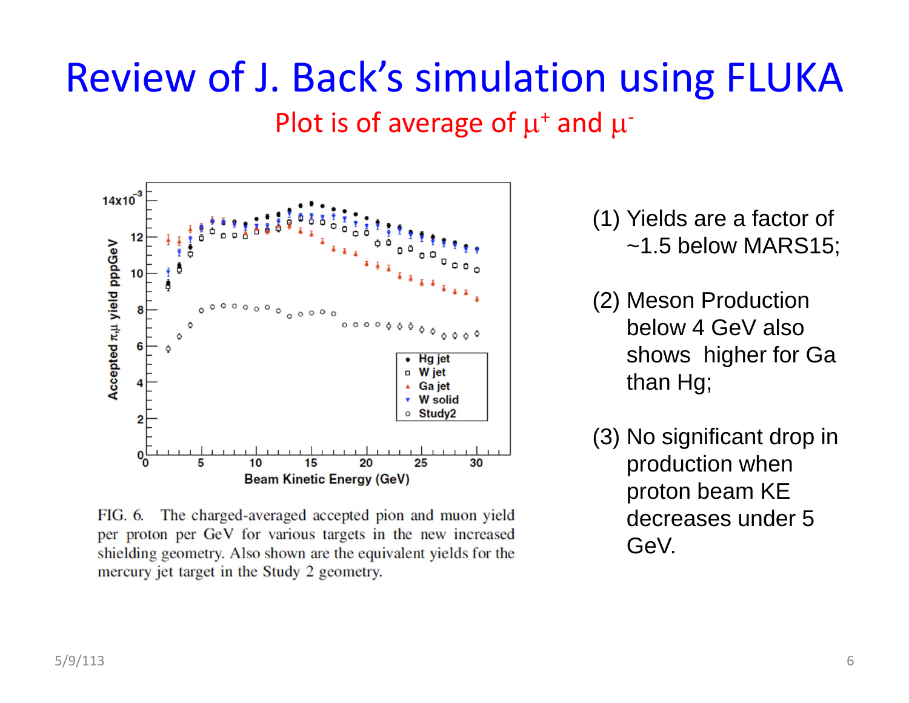# Review of J. Back's simulation using FLUKA

Plot is of average of $\mu^+$ and $\mu^-$

FIG. 6. The charged-averaged accepted pion and muon yield per proton per GeV for various targets in the new increased shielding geometry. Also shown are the equivalent yields for the mercury jet target in the Study 2 geometry.

(1) Yields are a factor of ~1.5 below MARS15;

(2) Meson Production below 4 GeV also shows higher for Ga than Hg;

(3) No significant drop in production when proton beam KE decreases under 5 GeV.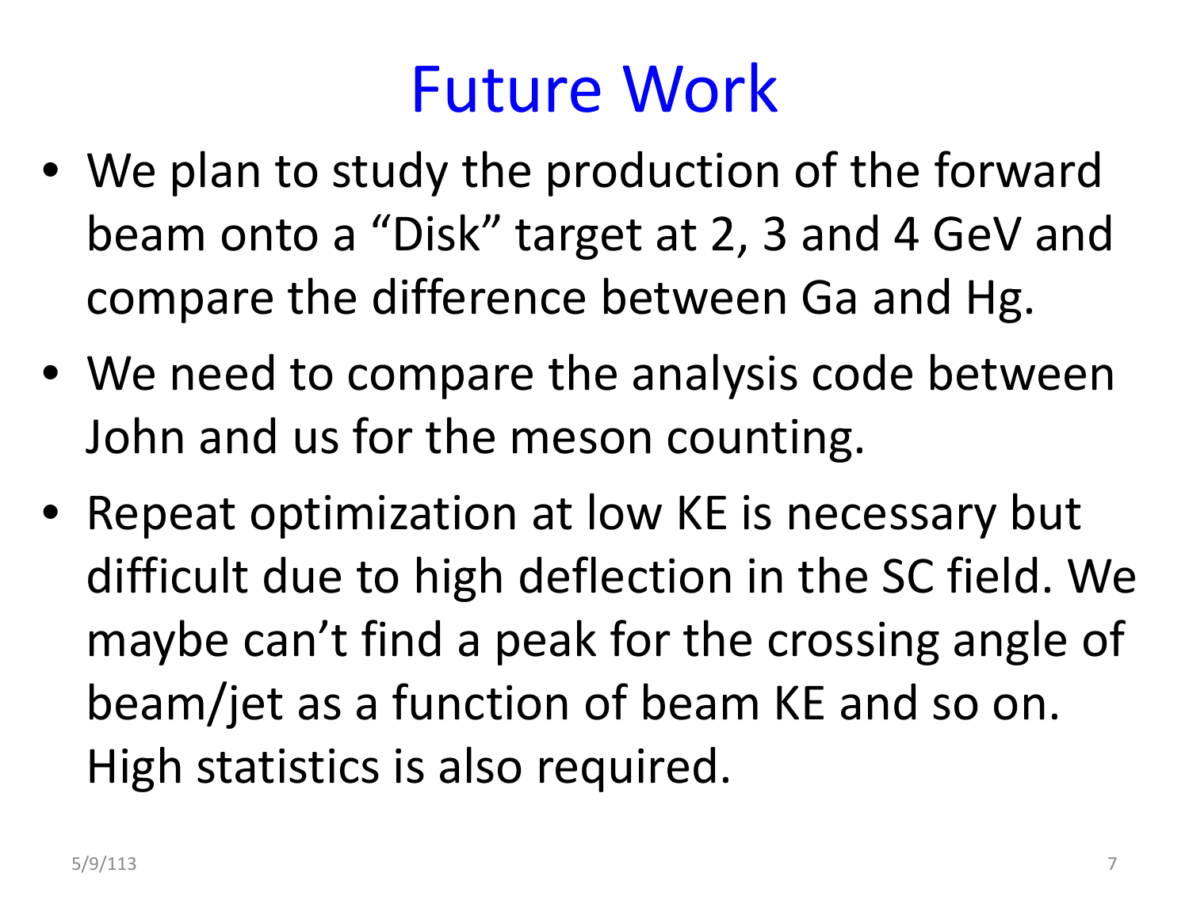# Future Work

- We plan to study the production of the forward beam onto a "Disk" target at 2, 3 and 4 GeV and compare the difference between Ga and Hg.
- We need to compare the analysis code between John and us for the meson counting.
- Repeat optimization at low KE is necessary but difficult due to high deflection in the SC field. We maybe can't find a peak for the crossing angle of beam/jet as a function of beam KE and so on. High statistics is also required.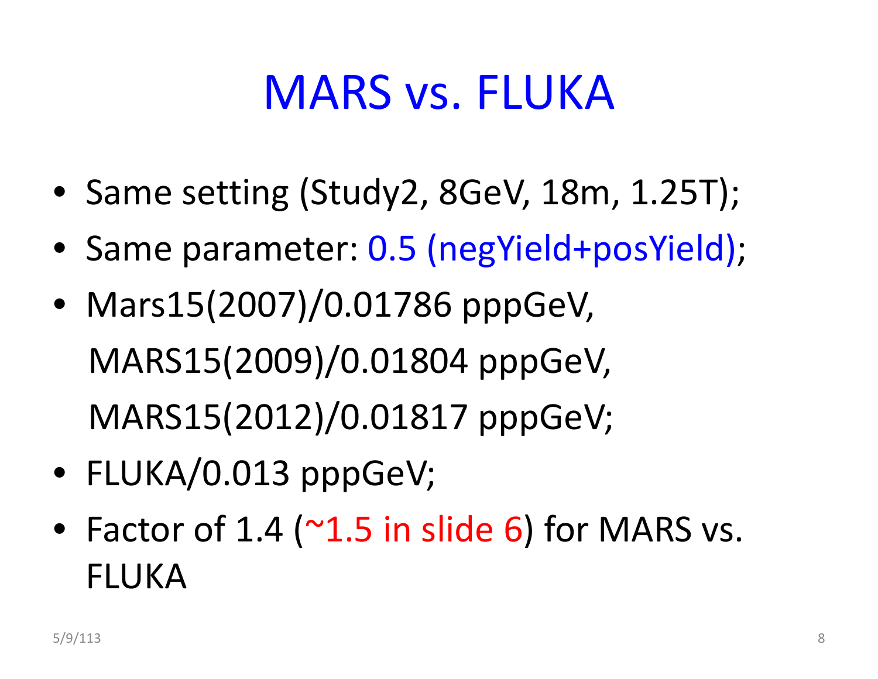# MARS vs. FLUKA

- Same setting (Study2, 8GeV, 18m, 1.25T);
- Same parameter: 0.5 (negYield+posYield);
- Mars15(2007)/0.01786 pppGeV,
  MARS15(2009)/0.01804 pppGeV,
  MARS15(2012)/0.01817 pppGeV;
- FLUKA/0.013 pppGeV;
- Factor of 1.4 (~1.5 in slide 6) for MARS vs. FLUKA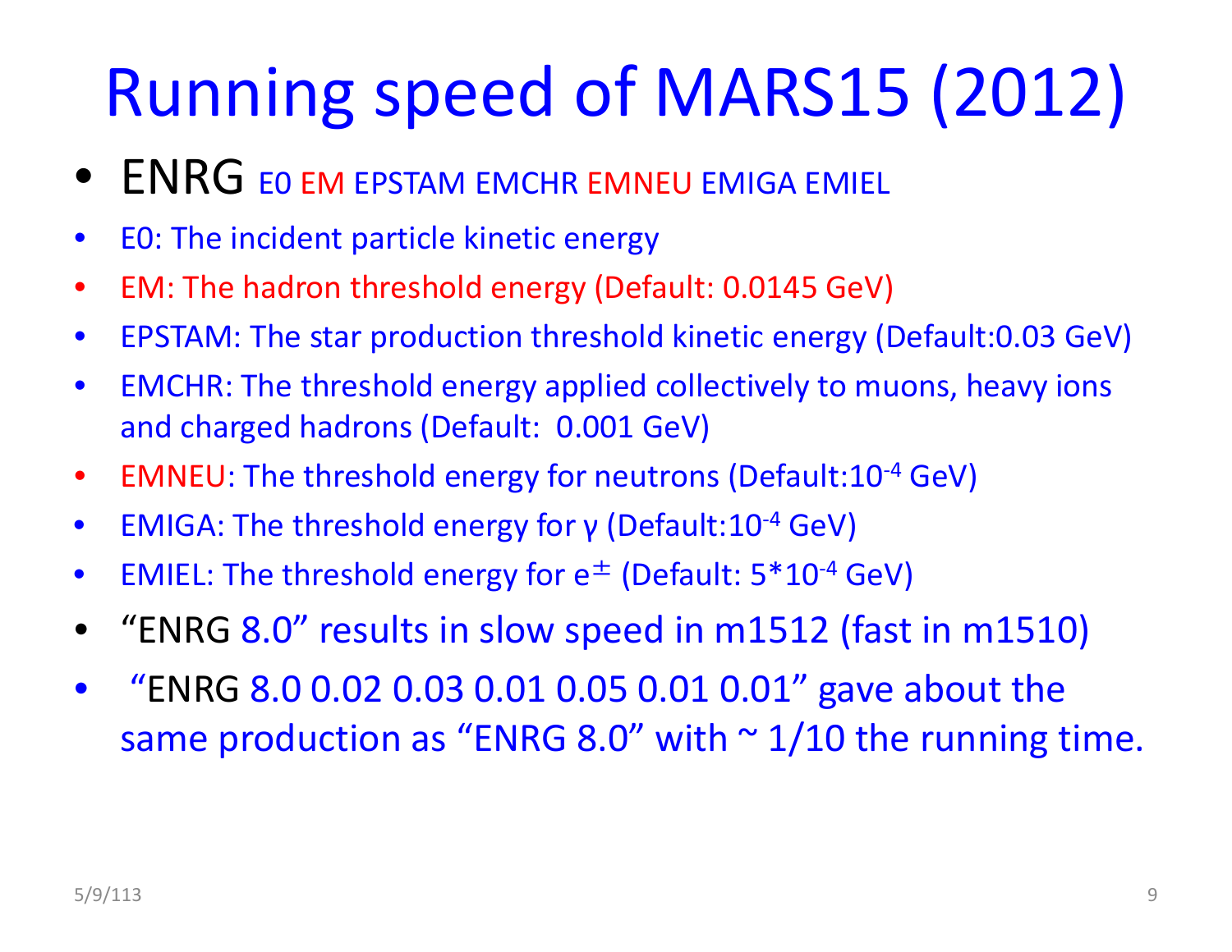# Running speed of MARS15 (2012)

- ENRG E0 EM EPSTAM EMCHR EMNEU EMIGA EMIEL
- E0: The incident particle kinetic energy
- EM: The hadron threshold energy (Default: 0.0145 GeV)
- EPSTAM: The star production threshold kinetic energy (Default:0.03 GeV)
- EMCHR: The threshold energy applied collectively to muons, heavy ions and charged hadrons (Default: 0.001 GeV)
- EMNEU: The threshold energy for neutrons (Default:$10^{-4}$ GeV)
- EMIGA: The threshold energy for γ (Default:$10^{-4}$ GeV)
- EMIEL: The threshold energy for $e^{\pm}$ (Default: $5*10^{-4}$ GeV)
- "ENRG 8.0" results in slow speed in m1512 (fast in m1510)
- "ENRG 8.0 0.02 0.03 0.01 0.05 0.01 0.01" gave about the same production as "ENRG 8.0" with ~ 1/10 the running time.

5/9/113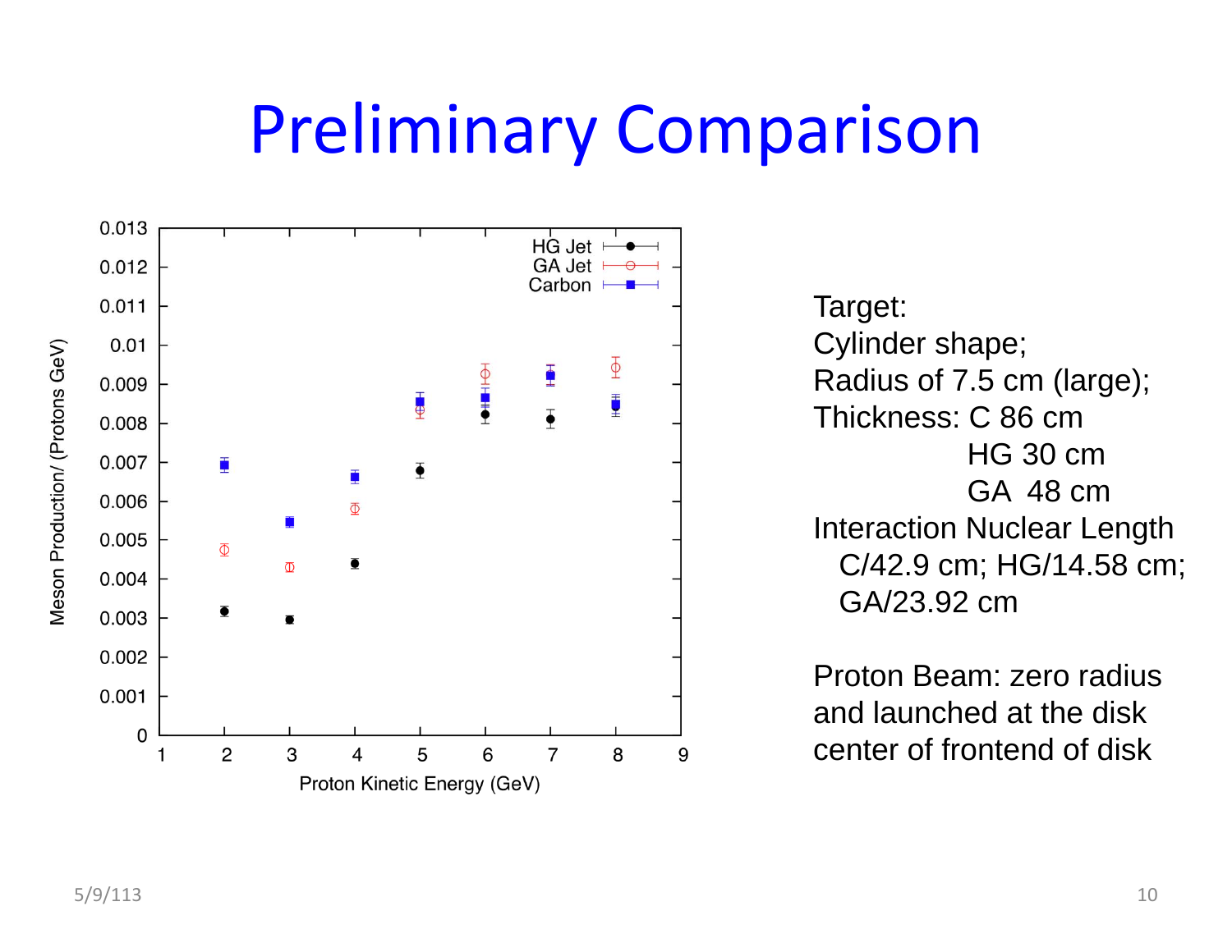# Preliminary Comparison

0.013
0.012
0.011
0.01
0.009
0.008
0.007
0.006
0.005
0.004
0.003
0.002
0.001
0

1 2 3 4 5 6 7 8 9

Meson Production/ (Protons GeV)

Proton Kinetic Energy (GeV)

HG Jet
GA Jet
Carbon

Target:
Cylinder shape;
Radius of 7.5 cm (large);
Thickness: C 86 cm
HG 30 cm
GA 48 cm
Interaction Nuclear Length
C/42.9 cm; HG/14.58 cm;
GA/23.92 cm

Proton Beam: zero radius and launched at the disk center of frontend of disk

5/9/113